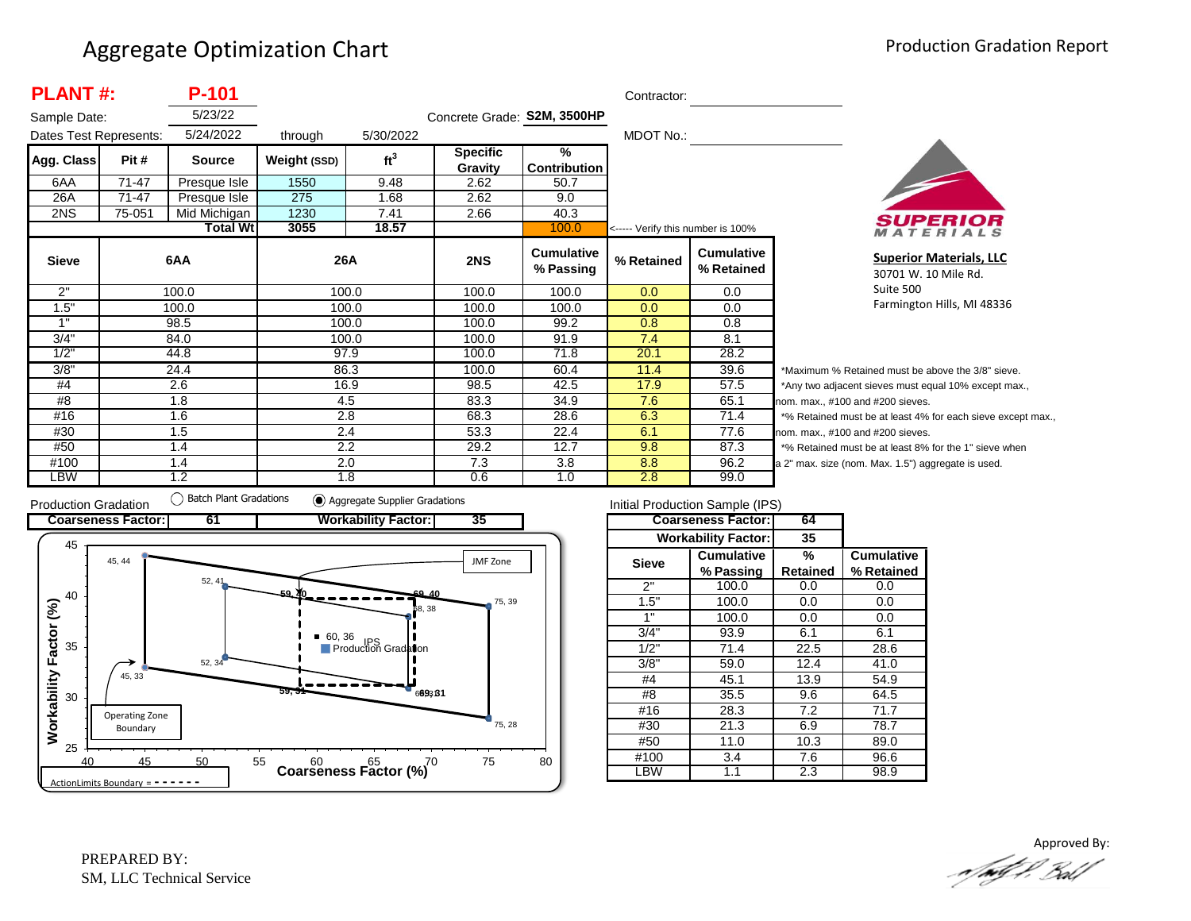# Aggregate Optimization Chart

Production Gradation Report

**PLANT #: P-101**

Sample Date: 5/23/22

Dates Test Represents: 5/24/2022 through 5/30/2022

Concrete Grade: **S2M, 3500HP**

Contractor:

MDOT No.:

| Agg. Class | Pit # | Source | Weight (SSD) | ft³ | Specific Gravity | % Contribution |
|---|---|---|---|---|---|---|
| 6AA | 71-47 | Presque Isle | 1550 | 9.48 | 2.62 | 50.7 |
| 26A | 71-47 | Presque Isle | 275 | 1.68 | 2.62 | 9.0 |
| 2NS | 75-051 | Mid Michigan | 1230 | 7.41 | 2.66 | 40.3 |
| | | **Total Wt** | **3055** | **18.57** | | 100.0 |

<----- Verify this number is 100%

| Sieve | 6AA | 26A | 2NS | Cumulative % Passing | % Retained | Cumulative % Retained |
|---|---|---|---|---|---|---|
| 2" | 100.0 | 100.0 | 100.0 | 100.0 | 0.0 | 0.0 |
| 1.5" | 100.0 | 100.0 | 100.0 | 100.0 | 0.0 | 0.0 |
| 1" | 98.5 | 100.0 | 100.0 | 99.2 | 0.8 | 0.8 |
| 3/4" | 84.0 | 100.0 | 100.0 | 91.9 | 7.4 | 8.1 |
| 1/2" | 44.8 | 97.9 | 100.0 | 71.8 | 20.1 | 28.2 |
| 3/8" | 24.4 | 86.3 | 100.0 | 60.4 | 11.4 | 39.6 |
| #4 | 2.6 | 16.9 | 98.5 | 42.5 | 17.9 | 57.5 |
| #8 | 1.8 | 4.5 | 83.3 | 34.9 | 7.6 | 65.1 |
| #16 | 1.6 | 2.8 | 68.3 | 28.6 | 6.3 | 71.4 |
| #30 | 1.5 | 2.4 | 53.3 | 22.4 | 6.1 | 77.6 |
| #50 | 1.4 | 2.2 | 29.2 | 12.7 | 9.8 | 87.3 |
| #100 | 1.4 | 2.0 | 7.3 | 3.8 | 8.8 | 96.2 |
| LBW | 1.2 | 1.8 | 0.6 | 1.0 | 2.8 | 99.0 |

*Maximum % Retained must be above the 3/8" sieve.
*Any two adjacent sieves must equal 10% except max., nom. max., #100 and #200 sieves.
*% Retained must be at least 4% for each sieve except max., nom. max., #100 and #200 sieves.
*% Retained must be at least 8% for the 1" sieve when a 2" max. size (nom. Max. 1.5") aggregate is used.

**Superior Materials, LLC**
30701 W. 10 Mile Rd.
Suite 500
Farmington Hills, MI 48336

Production Gradation ◯ Batch Plant Gradations ◉ Aggregate Supplier Gradations

| Coarseness Factor: | 61 | Workability Factor: | 35 |
|---|---|---|---|

Chart: Workability Factor (%) vs. Coarseness Factor (%). Operating Zone Boundary points: 45, 44; 52, 41; 75, 39; 75, 28; 52, 34; 45, 33. JMF Zone points: 59, 40; 69, 40; 68, 38; 69, 31; 59, 31. IPS: 60, 36. Production Gradation. ActionLimits Boundary = - - - - - -

Initial Production Sample (IPS)

| Coarseness Factor: | 64 |
|---|---|
| Workability Factor: | 35 |

| Sieve | Cumulative % Passing | % Retained | Cumulative % Retained |
|---|---|---|---|
| 2" | 100.0 | 0.0 | 0.0 |
| 1.5" | 100.0 | 0.0 | 0.0 |
| 1" | 100.0 | 0.0 | 0.0 |
| 3/4" | 93.9 | 6.1 | 6.1 |
| 1/2" | 71.4 | 22.5 | 28.6 |
| 3/8" | 59.0 | 12.4 | 41.0 |
| #4 | 45.1 | 13.9 | 54.9 |
| #8 | 35.5 | 9.6 | 64.5 |
| #16 | 28.3 | 7.2 | 71.7 |
| #30 | 21.3 | 6.9 | 78.7 |
| #50 | 11.0 | 10.3 | 89.0 |
| #100 | 3.4 | 7.6 | 96.6 |
| LBW | 1.1 | 2.3 | 98.9 |

PREPARED BY:
SM, LLC Technical Service

Approved By: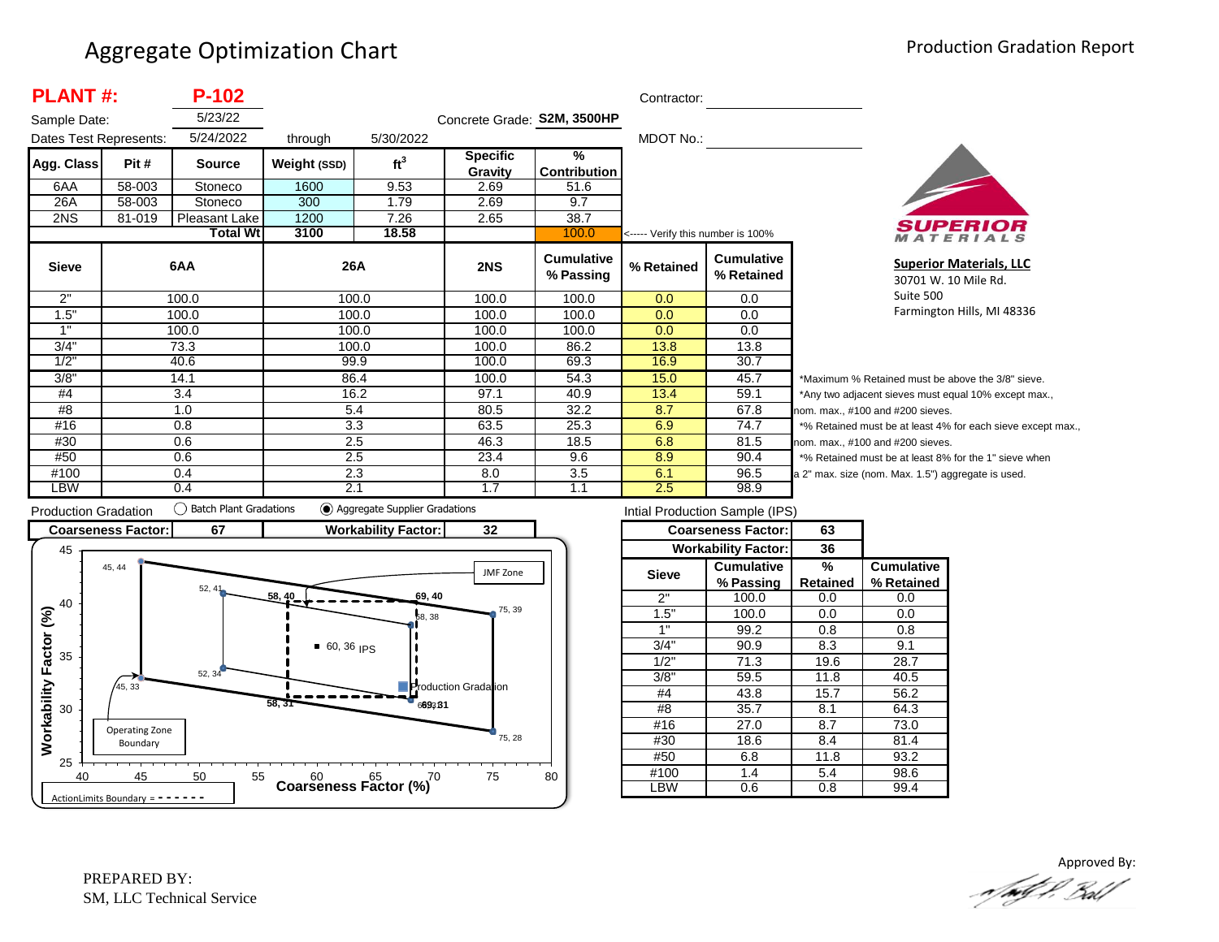# Aggregate Optimization Chart

## Production Gradation Report

**PLANT #:** **P-102**

Sample Date: 5/23/22

Dates Test Represents: 5/24/2022 through 5/30/2022

Concrete Grade: **S2M, 3500HP**

Contractor: 

MDOT No.: 

| Agg. Class | Pit # | Source | Weight (SSD) | $ft^3$ | Specific Gravity | % Contribution |
|---|---|---|---|---|---|---|
| 6AA | 58-003 | Stoneco | 1600 | 9.53 | 2.69 | 51.6 |
| 26A | 58-003 | Stoneco | 300 | 1.79 | 2.69 | 9.7 |
| 2NS | 81-019 | Pleasant Lake | 1200 | 7.26 | 2.65 | 38.7 |
| | | **Total Wt** | **3100** | **18.58** | | 100.0 |

<----- Verify this number is 100%

| Sieve | 6AA | 26A | 2NS | Cumulative % Passing | % Retained | Cumulative % Retained |
|---|---|---|---|---|---|---|
| 2" | 100.0 | 100.0 | 100.0 | 100.0 | 0.0 | 0.0 |
| 1.5" | 100.0 | 100.0 | 100.0 | 100.0 | 0.0 | 0.0 |
| 1" | 100.0 | 100.0 | 100.0 | 100.0 | 0.0 | 0.0 |
| 3/4" | 73.3 | 100.0 | 100.0 | 86.2 | 13.8 | 13.8 |
| 1/2" | 40.6 | 99.9 | 100.0 | 69.3 | 16.9 | 30.7 |
| 3/8" | 14.1 | 86.4 | 100.0 | 54.3 | 15.0 | 45.7 |
| #4 | 3.4 | 16.2 | 97.1 | 40.9 | 13.4 | 59.1 |
| #8 | 1.0 | 5.4 | 80.5 | 32.2 | 8.7 | 67.8 |
| #16 | 0.8 | 3.3 | 63.5 | 25.3 | 6.9 | 74.7 |
| #30 | 0.6 | 2.5 | 46.3 | 18.5 | 6.8 | 81.5 |
| #50 | 0.6 | 2.5 | 23.4 | 9.6 | 8.9 | 90.4 |
| #100 | 0.4 | 2.3 | 8.0 | 3.5 | 6.1 | 96.5 |
| LBW | 0.4 | 2.1 | 1.7 | 1.1 | 2.5 | 98.9 |

*Maximum % Retained must be above the 3/8" sieve.
*Any two adjacent sieves must equal 10% except max., nom. max., #100 and #200 sieves.
*% Retained must be at least 4% for each sieve except max., nom. max., #100 and #200 sieves.
*% Retained must be at least 8% for the 1" sieve when a 2" max. size (nom. Max. 1.5") aggregate is used.

**Superior Materials, LLC**
30701 W. 10 Mile Rd.
Suite 500
Farmington Hills, MI 48336

Production Gradation ◯ Batch Plant Gradations ◉ Aggregate Supplier Gradations

| Coarseness Factor: | 67 | Workability Factor: | 32 |
|---|---|---|---|

Intial Production Sample (IPS)

| Coarseness Factor: | 63 |
|---|---|
| **Workability Factor:** | **36** |

| Sieve | Cumulative % Passing | % Retained | Cumulative % Retained |
|---|---|---|---|
| 2" | 100.0 | 0.0 | 0.0 |
| 1.5" | 100.0 | 0.0 | 0.0 |
| 1" | 99.2 | 0.8 | 0.8 |
| 3/4" | 90.9 | 8.3 | 9.1 |
| 1/2" | 71.3 | 19.6 | 28.7 |
| 3/8" | 59.5 | 11.8 | 40.5 |
| #4 | 43.8 | 15.7 | 56.2 |
| #8 | 35.7 | 8.1 | 64.3 |
| #16 | 27.0 | 8.7 | 73.0 |
| #30 | 18.6 | 8.4 | 81.4 |
| #50 | 6.8 | 11.8 | 93.2 |
| #100 | 1.4 | 5.4 | 98.6 |
| LBW | 0.6 | 0.8 | 99.4 |

Chart: Workability Factor (%) vs. Coarseness Factor (%). Points: 45, 44; 52, 41; 58, 40; 69, 40; 75, 39; 68, 38; 60, 36 IPS; 52, 34; 45, 33; 58, 31; 69, 31; 75, 28; Production Gradation. Labels: JMF Zone; Operating Zone Boundary; ActionLimits Boundary = - - - - - -

PREPARED BY:
SM, LLC Technical Service

Approved By: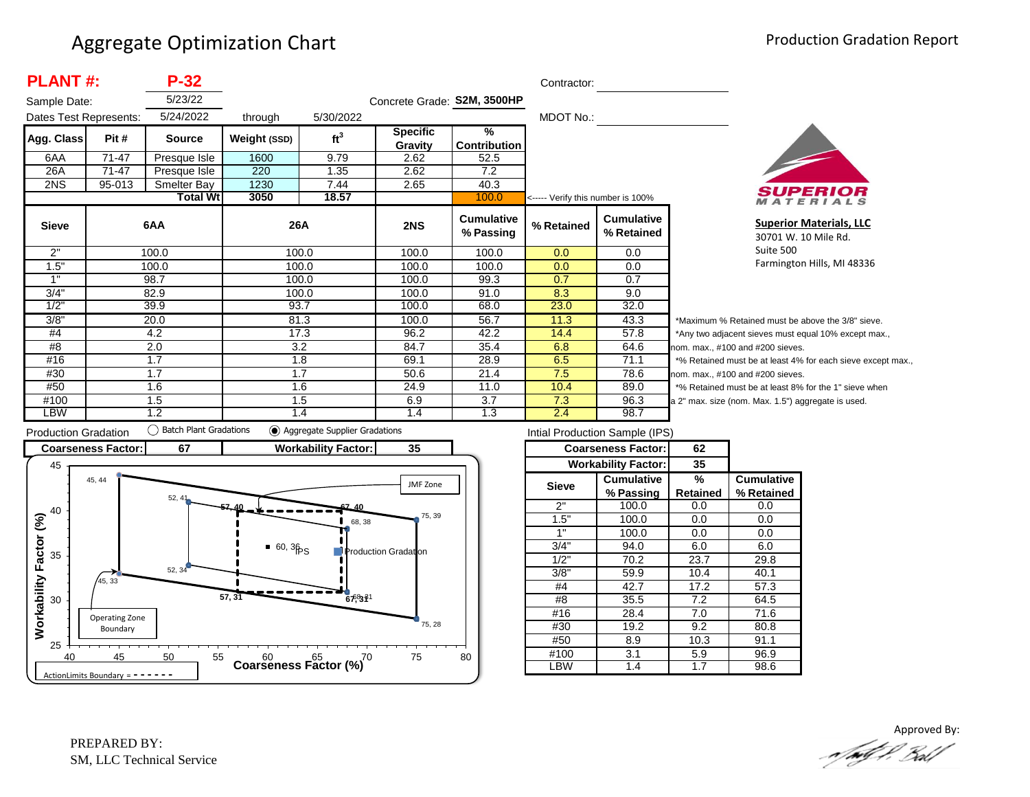# Aggregate Optimization Chart

Production Gradation Report

**PLANT #: P-32**

Sample Date: 5/23/22

Dates Test Represents: 5/24/2022 through 5/30/2022

Concrete Grade: **S2M, 3500HP**

Contractor:

MDOT No.:

| Agg. Class | Pit # | Source | Weight (SSD) | $ft^3$ | Specific Gravity | % Contribution |
|---|---|---|---|---|---|---|
| 6AA | 71-47 | Presque Isle | 1600 | 9.79 | 2.62 | 52.5 |
| 26A | 71-47 | Presque Isle | 220 | 1.35 | 2.62 | 7.2 |
| 2NS | 95-013 | Smelter Bay | 1230 | 7.44 | 2.65 | 40.3 |
| | | **Total Wt** | 3050 | 18.57 | | 100.0 |

<----- Verify this number is 100%

| Sieve | 6AA | 26A | 2NS | Cumulative % Passing | % Retained | Cumulative % Retained |
|---|---|---|---|---|---|---|
| 2" | 100.0 | 100.0 | 100.0 | 100.0 | 0.0 | 0.0 |
| 1.5" | 100.0 | 100.0 | 100.0 | 100.0 | 0.0 | 0.0 |
| 1" | 98.7 | 100.0 | 100.0 | 99.3 | 0.7 | 0.7 |
| 3/4" | 82.9 | 100.0 | 100.0 | 91.0 | 8.3 | 9.0 |
| 1/2" | 39.9 | 93.7 | 100.0 | 68.0 | 23.0 | 32.0 |
| 3/8" | 20.0 | 81.3 | 100.0 | 56.7 | 11.3 | 43.3 |
| #4 | 4.2 | 17.3 | 96.2 | 42.2 | 14.4 | 57.8 |
| #8 | 2.0 | 3.2 | 84.7 | 35.4 | 6.8 | 64.6 |
| #16 | 1.7 | 1.8 | 69.1 | 28.9 | 6.5 | 71.1 |
| #30 | 1.7 | 1.7 | 50.6 | 21.4 | 7.5 | 78.6 |
| #50 | 1.6 | 1.6 | 24.9 | 11.0 | 10.4 | 89.0 |
| #100 | 1.5 | 1.5 | 6.9 | 3.7 | 7.3 | 96.3 |
| LBW | 1.2 | 1.4 | 1.4 | 1.3 | 2.4 | 98.7 |

*Maximum % Retained must be above the 3/8" sieve.
*Any two adjacent sieves must equal 10% except max., nom. max., #100 and #200 sieves.
*% Retained must be at least 4% for each sieve except max., nom. max., #100 and #200 sieves.
*% Retained must be at least 8% for the 1" sieve when a 2" max. size (nom. Max. 1.5") aggregate is used.

**Superior Materials, LLC**
30701 W. 10 Mile Rd.
Suite 500
Farmington Hills, MI 48336

Production Gradation ○ Batch Plant Gradations ◉ Aggregate Supplier Gradations

| Coarseness Factor: | 67 | Workability Factor: | 35 |
|---|---|---|---|

Chart: Workability Factor (%) vs. Coarseness Factor (%) — points: 45, 44; 52, 41; 57, 40; 67, 40; 75, 39; 68, 38; 60, 36 (IPS); Production Gradation; 52, 34; 45, 33; 57, 31; 67, 31; 68, 31; 75, 28. Labels: JMF Zone, Operating Zone Boundary, ActionLimits Boundary = - - - - - -

Intial Production Sample (IPS)

| Coarseness Factor: | 62 |
|---|---|
| Workability Factor: | 35 |

| Sieve | Cumulative % Passing | % Retained | Cumulative % Retained |
|---|---|---|---|
| 2" | 100.0 | 0.0 | 0.0 |
| 1.5" | 100.0 | 0.0 | 0.0 |
| 1" | 100.0 | 0.0 | 0.0 |
| 3/4" | 94.0 | 6.0 | 6.0 |
| 1/2" | 70.2 | 23.7 | 29.8 |
| 3/8" | 59.9 | 10.4 | 40.1 |
| #4 | 42.7 | 17.2 | 57.3 |
| #8 | 35.5 | 7.2 | 64.5 |
| #16 | 28.4 | 7.0 | 71.6 |
| #30 | 19.2 | 9.2 | 80.8 |
| #50 | 8.9 | 10.3 | 91.1 |
| #100 | 3.1 | 5.9 | 96.9 |
| LBW | 1.4 | 1.7 | 98.6 |

PREPARED BY:
SM, LLC Technical Service

Approved By: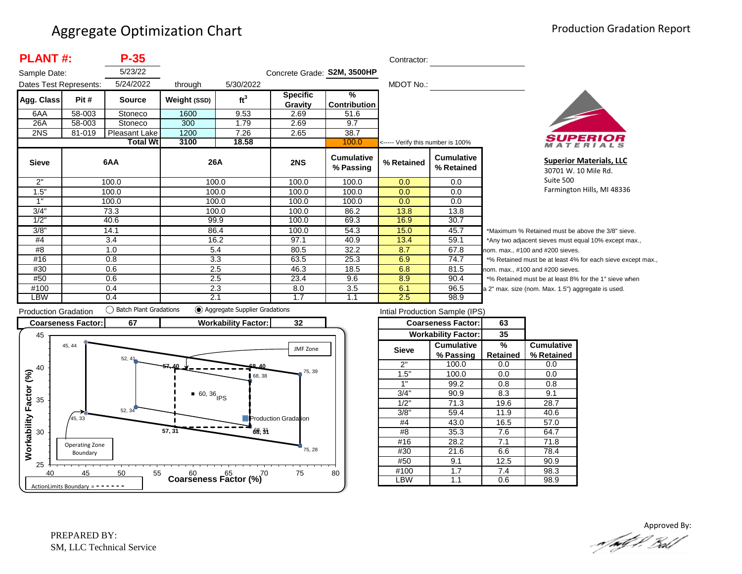# Aggregate Optimization Chart

Production Gradation Report

**PLANT #: P-35**

Sample Date: 5/23/22

Dates Test Represents: 5/24/2022 through 5/30/2022

Concrete Grade: **S2M, 3500HP**

Contractor:

MDOT No.:

| Agg. Class | Pit # | Source | Weight (SSD) | $ft^3$ | Specific Gravity | % Contribution |
|---|---|---|---|---|---|---|
| 6AA | 58-003 | Stoneco | 1600 | 9.53 | 2.69 | 51.6 |
| 26A | 58-003 | Stoneco | 300 | 1.79 | 2.69 | 9.7 |
| 2NS | 81-019 | Pleasant Lake | 1200 | 7.26 | 2.65 | 38.7 |
| | | **Total Wt** | **3100** | **18.58** | | 100.0 |

<----- Verify this number is 100%

**Superior Materials, LLC**
30701 W. 10 Mile Rd.
Suite 500
Farmington Hills, MI 48336

| Sieve | 6AA | 26A | 2NS | Cumulative % Passing | % Retained | Cumulative % Retained |
|---|---|---|---|---|---|---|
| 2" | 100.0 | 100.0 | 100.0 | 100.0 | 0.0 | 0.0 |
| 1.5" | 100.0 | 100.0 | 100.0 | 100.0 | 0.0 | 0.0 |
| 1" | 100.0 | 100.0 | 100.0 | 100.0 | 0.0 | 0.0 |
| 3/4" | 73.3 | 100.0 | 100.0 | 86.2 | 13.8 | 13.8 |
| 1/2" | 40.6 | 99.9 | 100.0 | 69.3 | 16.9 | 30.7 |
| 3/8" | 14.1 | 86.4 | 100.0 | 54.3 | 15.0 | 45.7 |
| #4 | 3.4 | 16.2 | 97.1 | 40.9 | 13.4 | 59.1 |
| #8 | 1.0 | 5.4 | 80.5 | 32.2 | 8.7 | 67.8 |
| #16 | 0.8 | 3.3 | 63.5 | 25.3 | 6.9 | 74.7 |
| #30 | 0.6 | 2.5 | 46.3 | 18.5 | 6.8 | 81.5 |
| #50 | 0.6 | 2.5 | 23.4 | 9.6 | 8.9 | 90.4 |
| #100 | 0.4 | 2.3 | 8.0 | 3.5 | 6.1 | 96.5 |
| LBW | 0.4 | 2.1 | 1.7 | 1.1 | 2.5 | 98.9 |

*Maximum % Retained must be above the 3/8" sieve.
*Any two adjacent sieves must equal 10% except max., nom. max., #100 and #200 sieves.
*% Retained must be at least 4% for each sieve except max., nom. max., #100 and #200 sieves.
*% Retained must be at least 8% for the 1" sieve when a 2" max. size (nom. Max. 1.5") aggregate is used.

Production Gradation ○ Batch Plant Gradations ◉ Aggregate Supplier Gradations

| Coarseness Factor: | 67 | Workability Factor: | 32 |
|---|---|---|---|

Intial Production Sample (IPS)

| Coarseness Factor: | 63 |
|---|---|
| Workability Factor: | 35 |

| Sieve | Cumulative % Passing | % Retained | Cumulative % Retained |
|---|---|---|---|
| 2" | 100.0 | 0.0 | 0.0 |
| 1.5" | 100.0 | 0.0 | 0.0 |
| 1" | 99.2 | 0.8 | 0.8 |
| 3/4" | 90.9 | 8.3 | 9.1 |
| 1/2" | 71.3 | 19.6 | 28.7 |
| 3/8" | 59.4 | 11.9 | 40.6 |
| #4 | 43.0 | 16.5 | 57.0 |
| #8 | 35.3 | 7.6 | 64.7 |
| #16 | 28.2 | 7.1 | 71.8 |
| #30 | 21.6 | 6.6 | 78.4 |
| #50 | 9.1 | 12.5 | 90.9 |
| #100 | 1.7 | 7.4 | 98.3 |
| LBW | 1.1 | 0.6 | 98.9 |

PREPARED BY:
SM, LLC Technical Service

Approved By: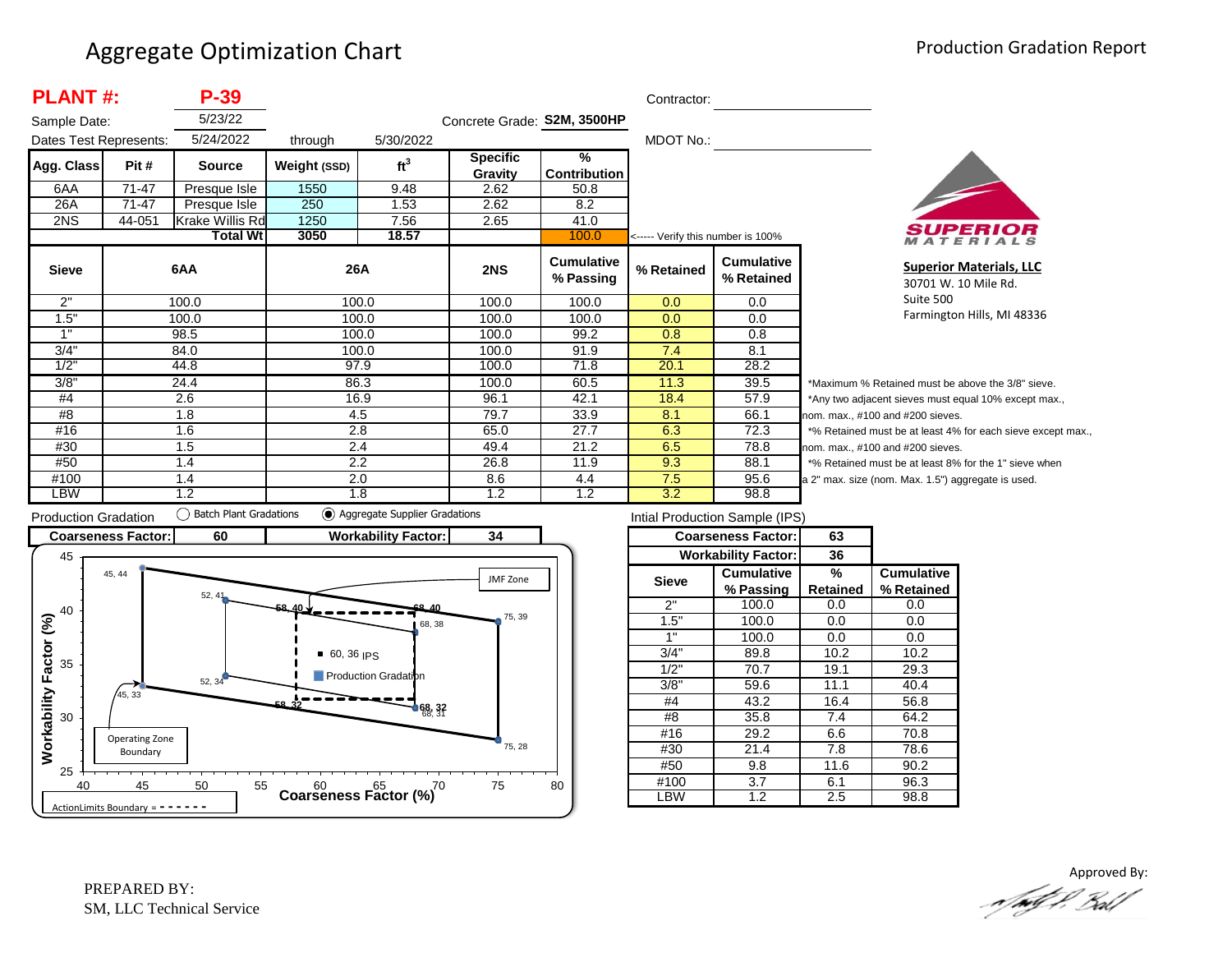# Aggregate Optimization Chart

## Production Gradation Report

**PLANT #: P-39**

Sample Date: 5/23/22

Dates Test Represents: 5/24/2022 through 5/30/2022

Concrete Grade: **S2M, 3500HP**

Contractor:

MDOT No.:

| Agg. Class | Pit # | Source | Weight (SSD) | $ft^3$ | Specific Gravity | % Contribution |
|---|---|---|---|---|---|---|
| 6AA | 71-47 | Presque Isle | 1550 | 9.48 | 2.62 | 50.8 |
| 26A | 71-47 | Presque Isle | 250 | 1.53 | 2.62 | 8.2 |
| 2NS | 44-051 | Krake Willis Rd | 1250 | 7.56 | 2.65 | 41.0 |
| | | **Total Wt** | **3050** | **18.57** | | 100.0 |

<----- Verify this number is 100%

| Sieve | 6AA | 26A | 2NS | Cumulative % Passing | % Retained | Cumulative % Retained |
|---|---|---|---|---|---|---|
| 2" | 100.0 | 100.0 | 100.0 | 100.0 | 0.0 | 0.0 |
| 1.5" | 100.0 | 100.0 | 100.0 | 100.0 | 0.0 | 0.0 |
| 1" | 98.5 | 100.0 | 100.0 | 99.2 | 0.8 | 0.8 |
| 3/4" | 84.0 | 100.0 | 100.0 | 91.9 | 7.4 | 8.1 |
| 1/2" | 44.8 | 97.9 | 100.0 | 71.8 | 20.1 | 28.2 |
| 3/8" | 24.4 | 86.3 | 100.0 | 60.5 | 11.3 | 39.5 |
| #4 | 2.6 | 16.9 | 96.1 | 42.1 | 18.4 | 57.9 |
| #8 | 1.8 | 4.5 | 79.7 | 33.9 | 8.1 | 66.1 |
| #16 | 1.6 | 2.8 | 65.0 | 27.7 | 6.3 | 72.3 |
| #30 | 1.5 | 2.4 | 49.4 | 21.2 | 6.5 | 78.8 |
| #50 | 1.4 | 2.2 | 26.8 | 11.9 | 9.3 | 88.1 |
| #100 | 1.4 | 2.0 | 8.6 | 4.4 | 7.5 | 95.6 |
| LBW | 1.2 | 1.8 | 1.2 | 1.2 | 3.2 | 98.8 |

*Maximum % Retained must be above the 3/8" sieve.
*Any two adjacent sieves must equal 10% except max., nom. max., #100 and #200 sieves.
*% Retained must be at least 4% for each sieve except max., nom. max., #100 and #200 sieves.
*% Retained must be at least 8% for the 1" sieve when a 2" max. size (nom. Max. 1.5") aggregate is used.

**Superior Materials, LLC**
30701 W. 10 Mile Rd.
Suite 500
Farmington Hills, MI 48336

Production Gradation ○ Batch Plant Gradations ◉ Aggregate Supplier Gradations

| Coarseness Factor: | 60 | Workability Factor: | 34 |
|---|---|---|---|

Intial Production Sample (IPS)

| Coarseness Factor: | 63 |
|---|---|
| Workability Factor: | 36 |

| Sieve | Cumulative % Passing | % Retained | Cumulative % Retained |
|---|---|---|---|
| 2" | 100.0 | 0.0 | 0.0 |
| 1.5" | 100.0 | 0.0 | 0.0 |
| 1" | 100.0 | 0.0 | 0.0 |
| 3/4" | 89.8 | 10.2 | 10.2 |
| 1/2" | 70.7 | 19.1 | 29.3 |
| 3/8" | 59.6 | 11.1 | 40.4 |
| #4 | 43.2 | 16.4 | 56.8 |
| #8 | 35.8 | 7.4 | 64.2 |
| #16 | 29.2 | 6.6 | 70.8 |
| #30 | 21.4 | 7.8 | 78.6 |
| #50 | 9.8 | 11.6 | 90.2 |
| #100 | 3.7 | 6.1 | 96.3 |
| LBW | 1.2 | 2.5 | 98.8 |

Chart: Workability Factor (%) vs. Coarseness Factor (%) — JMF Zone; Operating Zone Boundary points 45, 44; 52, 41; 75, 39; 68, 38; 52, 34; 45, 33; 68, 31; 75, 28; Action Limits Boundary points 58, 40; 68, 40; 58, 32; 68, 32; IPS point 60, 36; Production Gradation. ActionLimits Boundary = - - - - - -

PREPARED BY:
SM, LLC Technical Service

Approved By: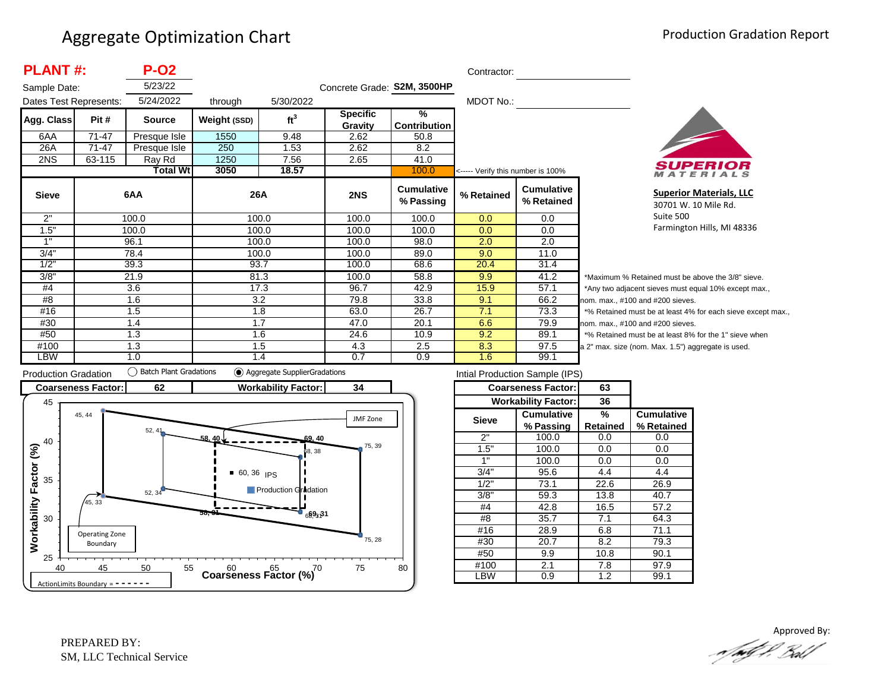# Aggregate Optimization Chart

Production Gradation Report

**PLANT #:** **P-O2**

Sample Date: 5/23/22

Dates Test Represents: 5/24/2022 through 5/30/2022

Concrete Grade: **S2M, 3500HP**

Contractor:

MDOT No.:

| Agg. Class | Pit # | Source | Weight (SSD) | $ft^3$ | Specific Gravity | % Contribution |
|---|---|---|---|---|---|---|
| 6AA | 71-47 | Presque Isle | 1550 | 9.48 | 2.62 | 50.8 |
| 26A | 71-47 | Presque Isle | 250 | 1.53 | 2.62 | 8.2 |
| 2NS | 63-115 | Ray Rd | 1250 | 7.56 | 2.65 | 41.0 |
| | | **Total Wt** | 3050 | 18.57 | | 100.0 |

<----- Verify this number is 100%

**SUPERIOR MATERIALS**

**Superior Materials, LLC**
30701 W. 10 Mile Rd.
Suite 500
Farmington Hills, MI 48336

| Sieve | 6AA | 26A | 2NS | Cumulative % Passing | % Retained | Cumulative % Retained |
|---|---|---|---|---|---|---|
| 2" | 100.0 | 100.0 | 100.0 | 100.0 | 0.0 | 0.0 |
| 1.5" | 100.0 | 100.0 | 100.0 | 100.0 | 0.0 | 0.0 |
| 1" | 96.1 | 100.0 | 100.0 | 98.0 | 2.0 | 2.0 |
| 3/4" | 78.4 | 100.0 | 100.0 | 89.0 | 9.0 | 11.0 |
| 1/2" | 39.3 | 93.7 | 100.0 | 68.6 | 20.4 | 31.4 |
| 3/8" | 21.9 | 81.3 | 100.0 | 58.8 | 9.9 | 41.2 |
| #4 | 3.6 | 17.3 | 96.7 | 42.9 | 15.9 | 57.1 |
| #8 | 1.6 | 3.2 | 79.8 | 33.8 | 9.1 | 66.2 |
| #16 | 1.5 | 1.8 | 63.0 | 26.7 | 7.1 | 73.3 |
| #30 | 1.4 | 1.7 | 47.0 | 20.1 | 6.6 | 79.9 |
| #50 | 1.3 | 1.6 | 24.6 | 10.9 | 9.2 | 89.1 |
| #100 | 1.3 | 1.5 | 4.3 | 2.5 | 8.3 | 97.5 |
| LBW | 1.0 | 1.4 | 0.7 | 0.9 | 1.6 | 99.1 |

*Maximum % Retained must be above the 3/8" sieve.
*Any two adjacent sieves must equal 10% except max., nom. max., #100 and #200 sieves.
*% Retained must be at least 4% for each sieve except max., nom. max., #100 and #200 sieves.
*% Retained must be at least 8% for the 1" sieve when a 2" max. size (nom. Max. 1.5") aggregate is used.

Production Gradation: ◯ Batch Plant Gradations ◉ Aggregate SupplierGradations

**Coarseness Factor:** 62 **Workability Factor:** 34

Workability Factor (%)
Coarseness Factor (%)
45, 44
52, 41
58, 40
69, 40
68, 38
75, 39
60, 36 IPS
Production Gradation
52, 34
45, 33
58, 31
68, 31
69, 31
75, 28
JMF Zone
Operating Zone Boundary
ActionLimits Boundary = - - - - - -

Intial Production Sample (IPS)

**Coarseness Factor:** 63
**Workability Factor:** 36

| Sieve | Cumulative % Passing | % Retained | Cumulative % Retained |
|---|---|---|---|
| 2" | 100.0 | 0.0 | 0.0 |
| 1.5" | 100.0 | 0.0 | 0.0 |
| 1" | 100.0 | 0.0 | 0.0 |
| 3/4" | 95.6 | 4.4 | 4.4 |
| 1/2" | 73.1 | 22.6 | 26.9 |
| 3/8" | 59.3 | 13.8 | 40.7 |
| #4 | 42.8 | 16.5 | 57.2 |
| #8 | 35.7 | 7.1 | 64.3 |
| #16 | 28.9 | 6.8 | 71.1 |
| #30 | 20.7 | 8.2 | 79.3 |
| #50 | 9.9 | 10.8 | 90.1 |
| #100 | 2.1 | 7.8 | 97.9 |
| LBW | 0.9 | 1.2 | 99.1 |

PREPARED BY:
SM, LLC Technical Service

Approved By: